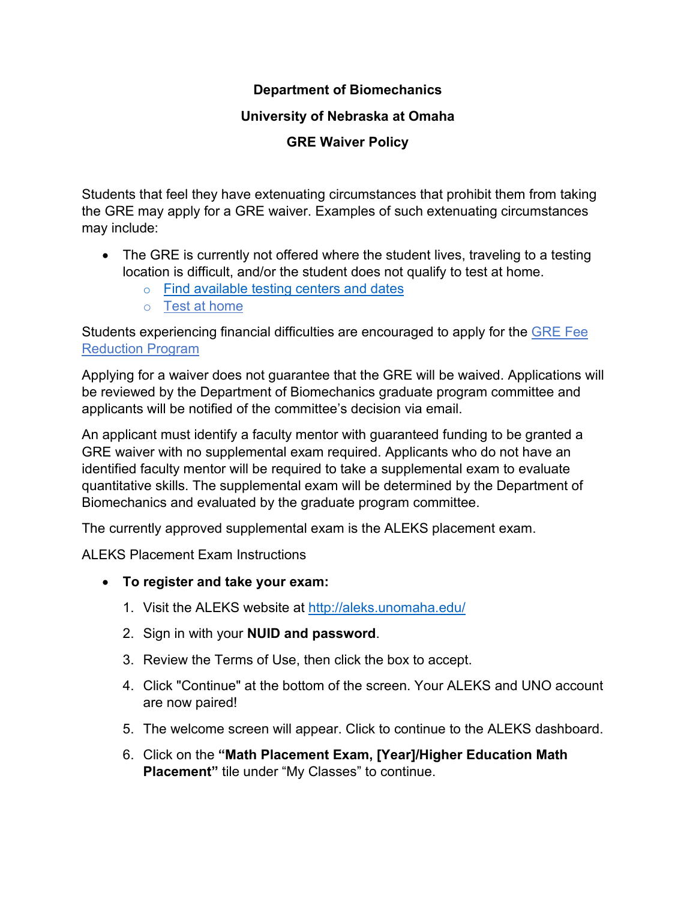# Department of Biomechanics

## University of Nebraska at Omaha

## GRE Waiver Policy

Students that feel they have extenuating circumstances that prohibit them from taking the GRE may apply for a GRE waiver. Examples of such extenuating circumstances may include:

- The GRE is currently not offered where the student lives, traveling to a testing location is difficult, and/or the student does not qualify to test at home.
  - Find available testing centers and dates
  - Test at home

Students experiencing financial difficulties are encouraged to apply for the GRE Fee Reduction Program

Applying for a waiver does not guarantee that the GRE will be waived. Applications will be reviewed by the Department of Biomechanics graduate program committee and applicants will be notified of the committee's decision via email.

An applicant must identify a faculty mentor with guaranteed funding to be granted a GRE waiver with no supplemental exam required. Applicants who do not have an identified faculty mentor will be required to take a supplemental exam to evaluate quantitative skills. The supplemental exam will be determined by the Department of Biomechanics and evaluated by the graduate program committee.

The currently approved supplemental exam is the ALEKS placement exam.

ALEKS Placement Exam Instructions

- **To register and take your exam:**
  1. Visit the ALEKS website at http://aleks.unomaha.edu/
  2. Sign in with your **NUID and password**.
  3. Review the Terms of Use, then click the box to accept.
  4. Click "Continue" at the bottom of the screen. Your ALEKS and UNO account are now paired!
  5. The welcome screen will appear. Click to continue to the ALEKS dashboard.
  6. Click on the **"Math Placement Exam, [Year]/Higher Education Math Placement"** tile under "My Classes" to continue.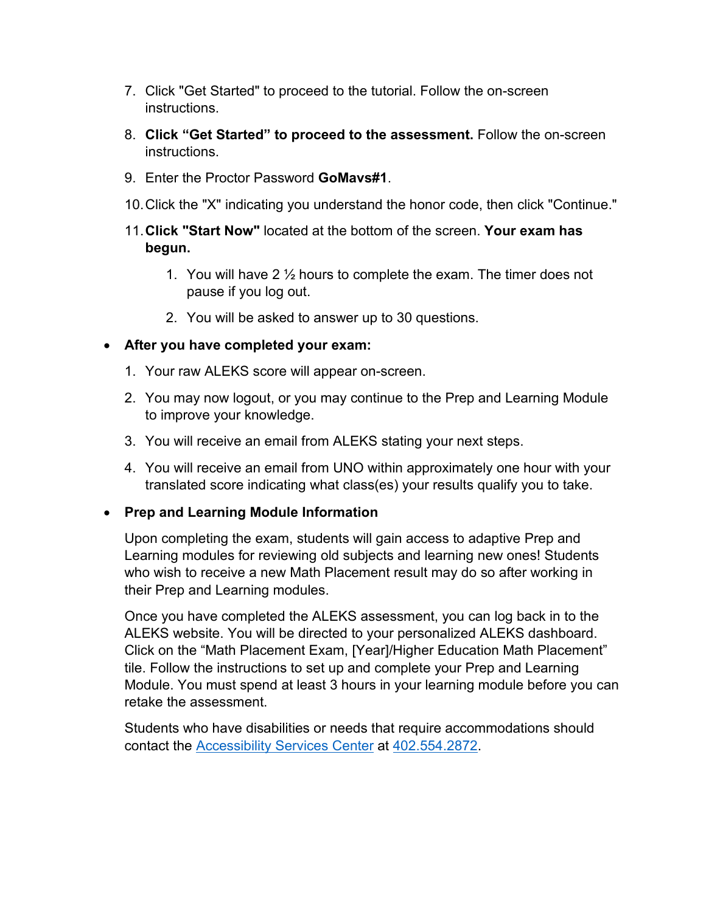7. Click "Get Started" to proceed to the tutorial. Follow the on-screen instructions.
8. **Click "Get Started" to proceed to the assessment.** Follow the on-screen instructions.
9. Enter the Proctor Password **GoMavs#1**.
10. Click the "X" indicating you understand the honor code, then click "Continue."
11. **Click "Start Now"** located at the bottom of the screen. **Your exam has begun.**
    1. You will have 2 ½ hours to complete the exam. The timer does not pause if you log out.
    2. You will be asked to answer up to 30 questions.

- **After you have completed your exam:**
  1. Your raw ALEKS score will appear on-screen.
  2. You may now logout, or you may continue to the Prep and Learning Module to improve your knowledge.
  3. You will receive an email from ALEKS stating your next steps.
  4. You will receive an email from UNO within approximately one hour with your translated score indicating what class(es) your results qualify you to take.

- **Prep and Learning Module Information**

  Upon completing the exam, students will gain access to adaptive Prep and Learning modules for reviewing old subjects and learning new ones! Students who wish to receive a new Math Placement result may do so after working in their Prep and Learning modules.

  Once you have completed the ALEKS assessment, you can log back in to the ALEKS website. You will be directed to your personalized ALEKS dashboard. Click on the "Math Placement Exam, [Year]/Higher Education Math Placement" tile. Follow the instructions to set up and complete your Prep and Learning Module. You must spend at least 3 hours in your learning module before you can retake the assessment.

  Students who have disabilities or needs that require accommodations should contact the Accessibility Services Center at 402.554.2872.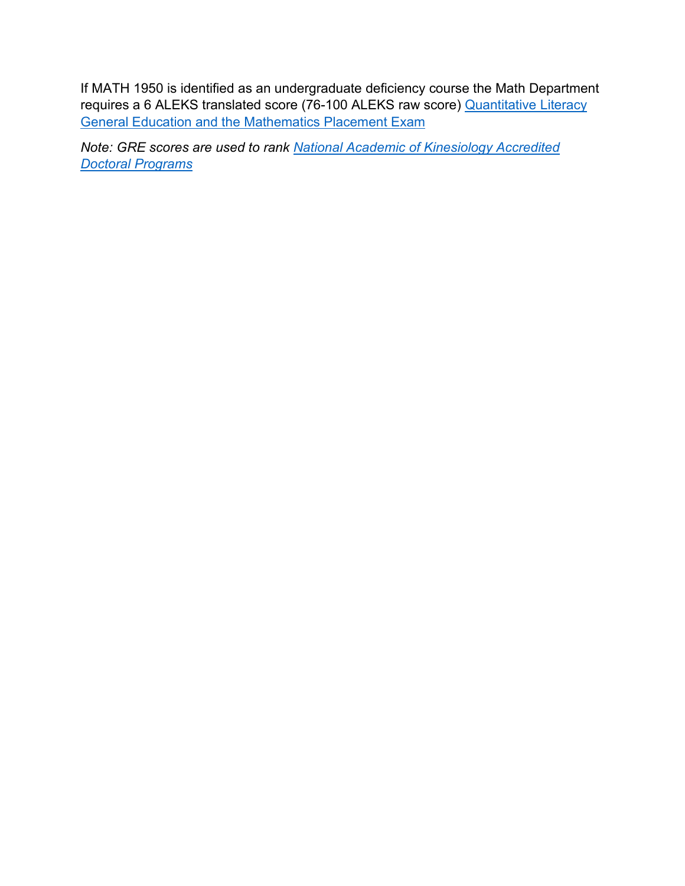If MATH 1950 is identified as an undergraduate deficiency course the Math Department requires a 6 ALEKS translated score (76-100 ALEKS raw score) [Quantitative Literacy General Education and the Mathematics Placement Exam]

*Note: GRE scores are used to rank [National Academic of Kinesiology Accredited Doctoral Programs]*